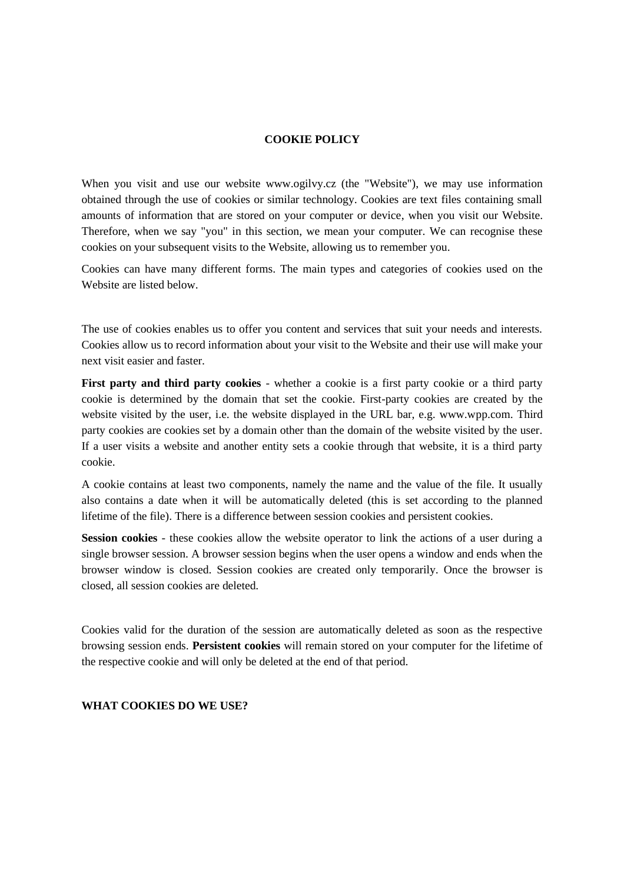# COOKIE POLICY

When you visit and use our website www.ogilvy.cz (the "Website"), we may use information obtained through the use of cookies or similar technology. Cookies are text files containing small amounts of information that are stored on your computer or device, when you visit our Website. Therefore, when we say "you" in this section, we mean your computer. We can recognise these cookies on your subsequent visits to the Website, allowing us to remember you.

Cookies can have many different forms. The main types and categories of cookies used on the Website are listed below.

The use of cookies enables us to offer you content and services that suit your needs and interests. Cookies allow us to record information about your visit to the Website and their use will make your next visit easier and faster.

**First party and third party cookies** - whether a cookie is a first party cookie or a third party cookie is determined by the domain that set the cookie. First-party cookies are created by the website visited by the user, i.e. the website displayed in the URL bar, e.g. www.wpp.com. Third party cookies are cookies set by a domain other than the domain of the website visited by the user. If a user visits a website and another entity sets a cookie through that website, it is a third party cookie.

A cookie contains at least two components, namely the name and the value of the file. It usually also contains a date when it will be automatically deleted (this is set according to the planned lifetime of the file). There is a difference between session cookies and persistent cookies.

**Session cookies** - these cookies allow the website operator to link the actions of a user during a single browser session. A browser session begins when the user opens a window and ends when the browser window is closed. Session cookies are created only temporarily. Once the browser is closed, all session cookies are deleted.

Cookies valid for the duration of the session are automatically deleted as soon as the respective browsing session ends. **Persistent cookies** will remain stored on your computer for the lifetime of the respective cookie and will only be deleted at the end of that period.

## WHAT COOKIES DO WE USE?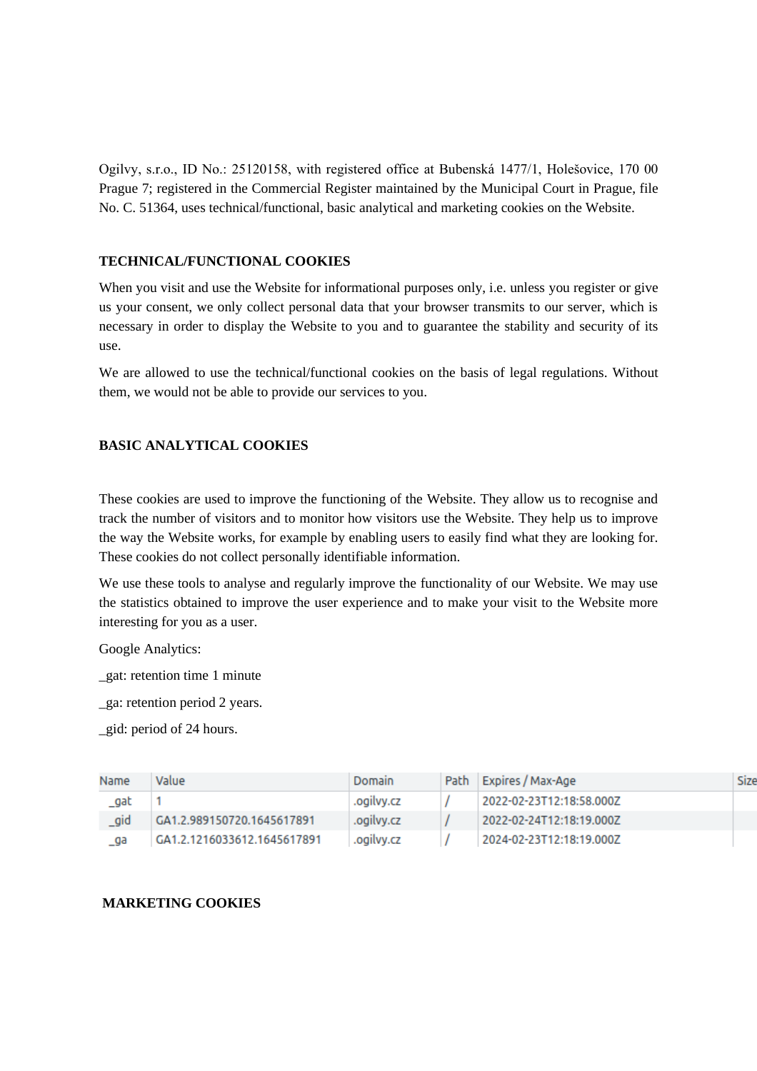Ogilvy, s.r.o., ID No.: 25120158, with registered office at Bubenská 1477/1, Holešovice, 170 00 Prague 7; registered in the Commercial Register maintained by the Municipal Court in Prague, file No. C. 51364, uses technical/functional, basic analytical and marketing cookies on the Website.

## TECHNICAL/FUNCTIONAL COOKIES

When you visit and use the Website for informational purposes only, i.e. unless you register or give us your consent, we only collect personal data that your browser transmits to our server, which is necessary in order to display the Website to you and to guarantee the stability and security of its use.

We are allowed to use the technical/functional cookies on the basis of legal regulations. Without them, we would not be able to provide our services to you.

## BASIC ANALYTICAL COOKIES

These cookies are used to improve the functioning of the Website. They allow us to recognise and track the number of visitors and to monitor how visitors use the Website. They help us to improve the way the Website works, for example by enabling users to easily find what they are looking for. These cookies do not collect personally identifiable information.

We use these tools to analyse and regularly improve the functionality of our Website. We may use the statistics obtained to improve the user experience and to make your visit to the Website more interesting for you as a user.

Google Analytics:

_gat: retention time 1 minute

_ga: retention period 2 years.

_gid: period of 24 hours.

| Name | Value | Domain | Path | Expires / Max-Age | Size |
|---|---|---|---|---|---|
| _gat | 1 | .ogilvy.cz | / | 2022-02-23T12:18:58.000Z | |
| _gid | GA1.2.989150720.1645617891 | .ogilvy.cz | / | 2022-02-24T12:18:19.000Z | |
| _ga | GA1.2.1216033612.1645617891 | .ogilvy.cz | / | 2024-02-23T12:18:19.000Z | |

## MARKETING COOKIES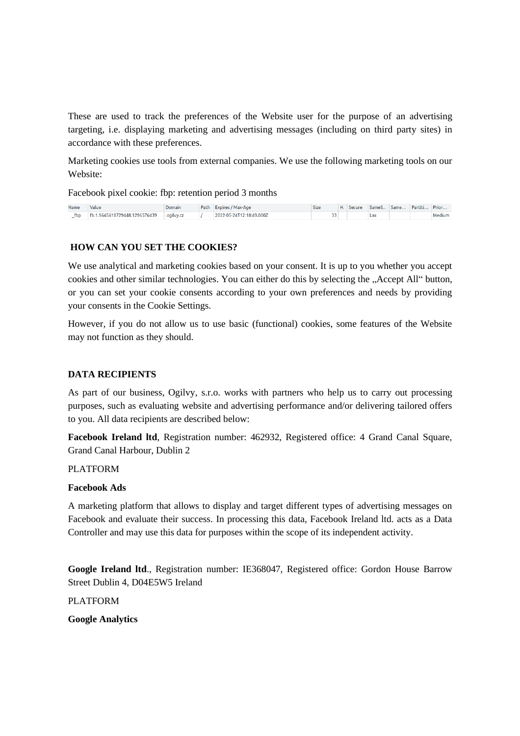These are used to track the preferences of the Website user for the purpose of an advertising targeting, i.e. displaying marketing and advertising messages (including on third party sites) in accordance with these preferences.

Marketing cookies use tools from external companies. We use the following marketing tools on our Website:

Facebook pixel cookie: fbp: retention period 3 months

| Name | Value | Domain | Path | Expires / Max-Age | Size | H. | Secure | SameS.. | Same... | Partiti... | Prior... |
|---|---|---|---|---|---|---|---|---|---|---|---|
| _fbp | fb.1.1645618729448.1296576439 | .ogilvy.cz | / | 2022-05-24T12:18:49.000Z | 33 | | | Lax | | | Medium |

## HOW CAN YOU SET THE COOKIES?

We use analytical and marketing cookies based on your consent. It is up to you whether you accept cookies and other similar technologies. You can either do this by selecting the „Accept All" button, or you can set your cookie consents according to your own preferences and needs by providing your consents in the Cookie Settings.

However, if you do not allow us to use basic (functional) cookies, some features of the Website may not function as they should.

## DATA RECIPIENTS

As part of our business, Ogilvy, s.r.o. works with partners who help us to carry out processing purposes, such as evaluating website and advertising performance and/or delivering tailored offers to you. All data recipients are described below:

**Facebook Ireland ltd**, Registration number: 462932, Registered office: 4 Grand Canal Square, Grand Canal Harbour, Dublin 2

PLATFORM

**Facebook Ads**

A marketing platform that allows to display and target different types of advertising messages on Facebook and evaluate their success. In processing this data, Facebook Ireland ltd. acts as a Data Controller and may use this data for purposes within the scope of its independent activity.

**Google Ireland ltd**., Registration number: IE368047, Registered office: Gordon House Barrow Street Dublin 4, D04E5W5 Ireland

PLATFORM

**Google Analytics**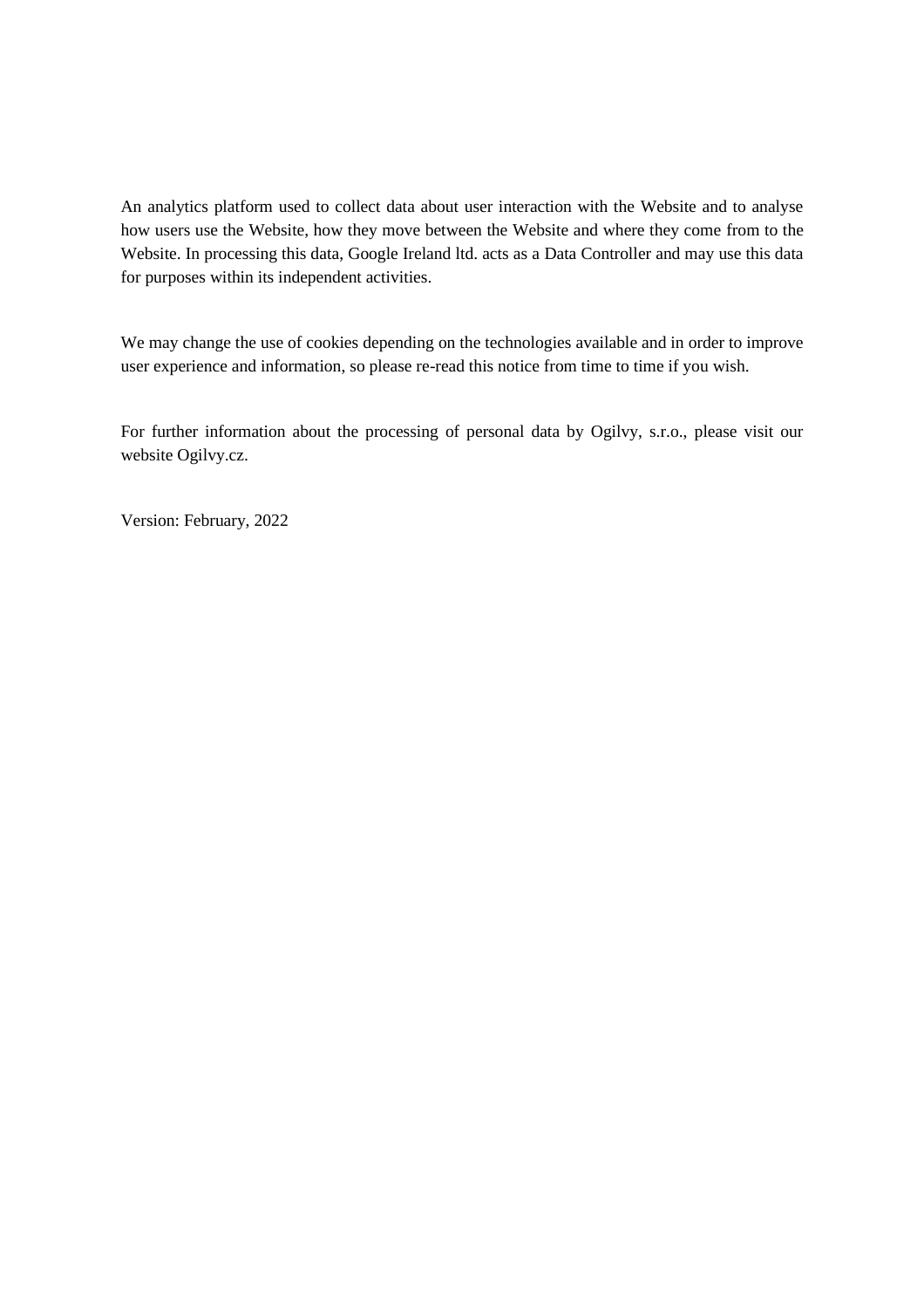An analytics platform used to collect data about user interaction with the Website and to analyse how users use the Website, how they move between the Website and where they come from to the Website. In processing this data, Google Ireland ltd. acts as a Data Controller and may use this data for purposes within its independent activities.

We may change the use of cookies depending on the technologies available and in order to improve user experience and information, so please re-read this notice from time to time if you wish.

For further information about the processing of personal data by Ogilvy, s.r.o., please visit our website Ogilvy.cz.

Version: February, 2022